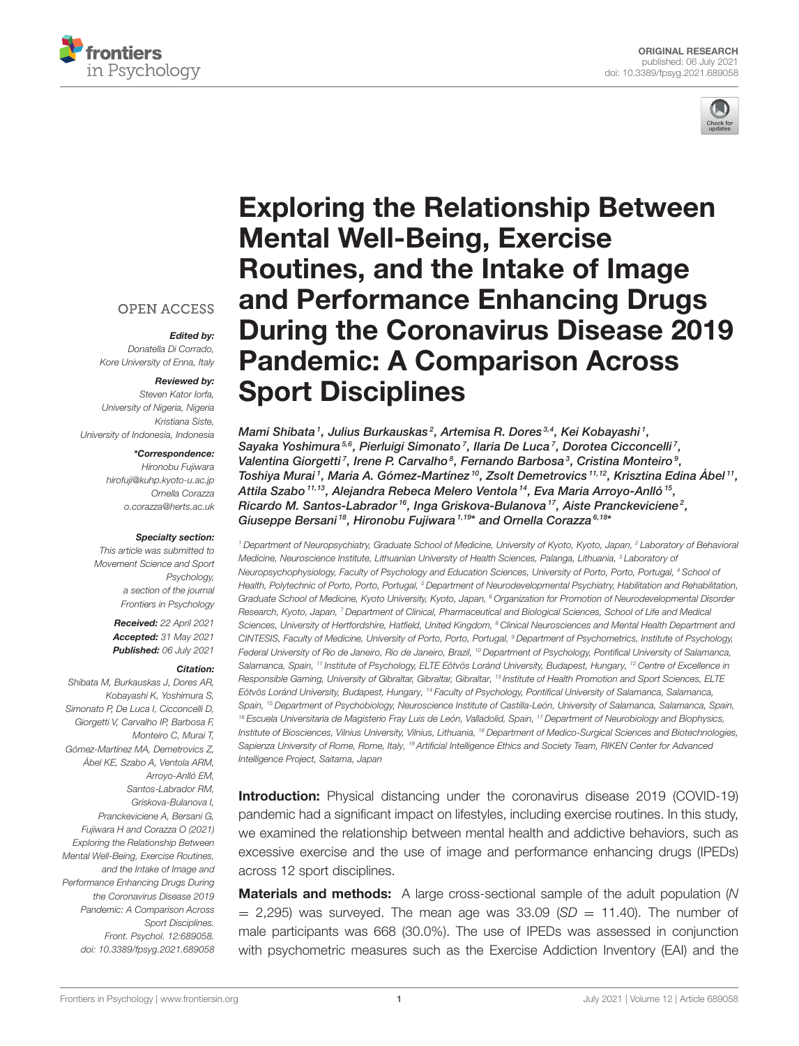ORIGINAL RESEARCH
published: 06 July 2021
doi: 10.3389/fpsyg.2021.689058

# Exploring the Relationship Between Mental Well-Being, Exercise Routines, and the Intake of Image and Performance Enhancing Drugs During the Coronavirus Disease 2019 Pandemic: A Comparison Across Sport Disciplines

*Mami Shibata[1], Julius Burkauskas[2], Artemisa R. Dores[3,4], Kei Kobayashi[1], Sayaka Yoshimura[5,6], Pierluigi Simonato[7], Ilaria De Luca[7], Dorotea Cicconcelli[7], Valentina Giorgetti[7], Irene P. Carvalho[8], Fernando Barbosa[3], Cristina Monteiro[9], Toshiya Murai[1], Maria A. Gómez-Martínez[10], Zsolt Demetrovics[11,12], Krisztina Edina Ábel[11], Attila Szabo[11,13], Alejandra Rebeca Melero Ventola[14], Eva Maria Arroyo-Anlló[15], Ricardo M. Santos-Labrador[16], Inga Griskova-Bulanova[17], Aiste Pranckeviciene[2], Giuseppe Bersani[18], Hironobu Fujiwara[1,19]\* and Ornella Corazza[6,18]\**

[1] Department of Neuropsychiatry, Graduate School of Medicine, University of Kyoto, Kyoto, Japan, [2] Laboratory of Behavioral Medicine, Neuroscience Institute, Lithuanian University of Health Sciences, Palanga, Lithuania, [3] Laboratory of Neuropsychophysiology, Faculty of Psychology and Education Sciences, University of Porto, Porto, Portugal, [4] School of Health, Polytechnic of Porto, Porto, Portugal, [5] Department of Neurodevelopmental Psychiatry, Habilitation and Rehabilitation, Graduate School of Medicine, Kyoto University, Kyoto, Japan, [6] Organization for Promotion of Neurodevelopmental Disorder Research, Kyoto, Japan, [7] Department of Clinical, Pharmaceutical and Biological Sciences, School of Life and Medical Sciences, University of Hertfordshire, Hatfield, United Kingdom, [8] Clinical Neurosciences and Mental Health Department and CINTESIS, Faculty of Medicine, University of Porto, Porto, Portugal, [9] Department of Psychometrics, Institute of Psychology, Federal University of Rio de Janeiro, Rio de Janeiro, Brazil, [10] Department of Psychology, Pontifical University of Salamanca, Salamanca, Spain, [11] Institute of Psychology, ELTE Eötvös Loránd University, Budapest, Hungary, [12] Centre of Excellence in Responsible Gaming, University of Gibraltar, Gibraltar, Gibraltar, [13] Institute of Health Promotion and Sport Sciences, ELTE Eötvös Loránd University, Budapest, Hungary, [14] Faculty of Psychology, Pontifical University of Salamanca, Salamanca, Spain, [15] Department of Psychobiology, Neuroscience Institute of Castilla-León, University of Salamanca, Salamanca, Spain, [16] Escuela Universitaria de Magisterio Fray Luis de León, Valladolid, Spain, [17] Department of Neurobiology and Biophysics, Institute of Biosciences, Vilnius University, Vilnius, Lithuania, [18] Department of Medico-Surgical Sciences and Biotechnologies, Sapienza University of Rome, Rome, Italy, [19] Artificial Intelligence Ethics and Society Team, RIKEN Center for Advanced Intelligence Project, Saitama, Japan

OPEN ACCESS

*Edited by:*
Donatella Di Corrado,
Kore University of Enna, Italy

*Reviewed by:*
Steven Kator Iorfa,
University of Nigeria, Nigeria
Kristiana Siste,
University of Indonesia, Indonesia

*\*Correspondence:*
Hironobu Fujiwara
hirofuji@kuhp.kyoto-u.ac.jp
Ornella Corazza
o.corazza@herts.ac.uk

*Specialty section:*
This article was submitted to Movement Science and Sport Psychology, a section of the journal Frontiers in Psychology

***Received:*** 22 April 2021
***Accepted:*** 31 May 2021
***Published:*** 06 July 2021

*Citation:*
Shibata M, Burkauskas J, Dores AR, Kobayashi K, Yoshimura S, Simonato P, De Luca I, Cicconcelli D, Giorgetti V, Carvalho IP, Barbosa F, Monteiro C, Murai T, Gómez-Martínez MA, Demetrovics Z, Ábel KE, Szabo A, Ventola ARM, Arroyo-Anlló EM, Santos-Labrador RM, Griskova-Bulanova I, Pranckeviciene A, Bersani G, Fujiwara H and Corazza O (2021) Exploring the Relationship Between Mental Well-Being, Exercise Routines, and the Intake of Image and Performance Enhancing Drugs During the Coronavirus Disease 2019 Pandemic: A Comparison Across Sport Disciplines. Front. Psychol. 12:689058. doi: 10.3389/fpsyg.2021.689058

**Introduction:** Physical distancing under the coronavirus disease 2019 (COVID-19) pandemic had a significant impact on lifestyles, including exercise routines. In this study, we examined the relationship between mental health and addictive behaviors, such as excessive exercise and the use of image and performance enhancing drugs (IPEDs) across 12 sport disciplines.

**Materials and methods:** A large cross-sectional sample of the adult population ($N = 2{,}295$) was surveyed. The mean age was 33.09 ($SD = 11.40$). The number of male participants was 668 (30.0%). The use of IPEDs was assessed in conjunction with psychometric measures such as the Exercise Addiction Inventory (EAI) and the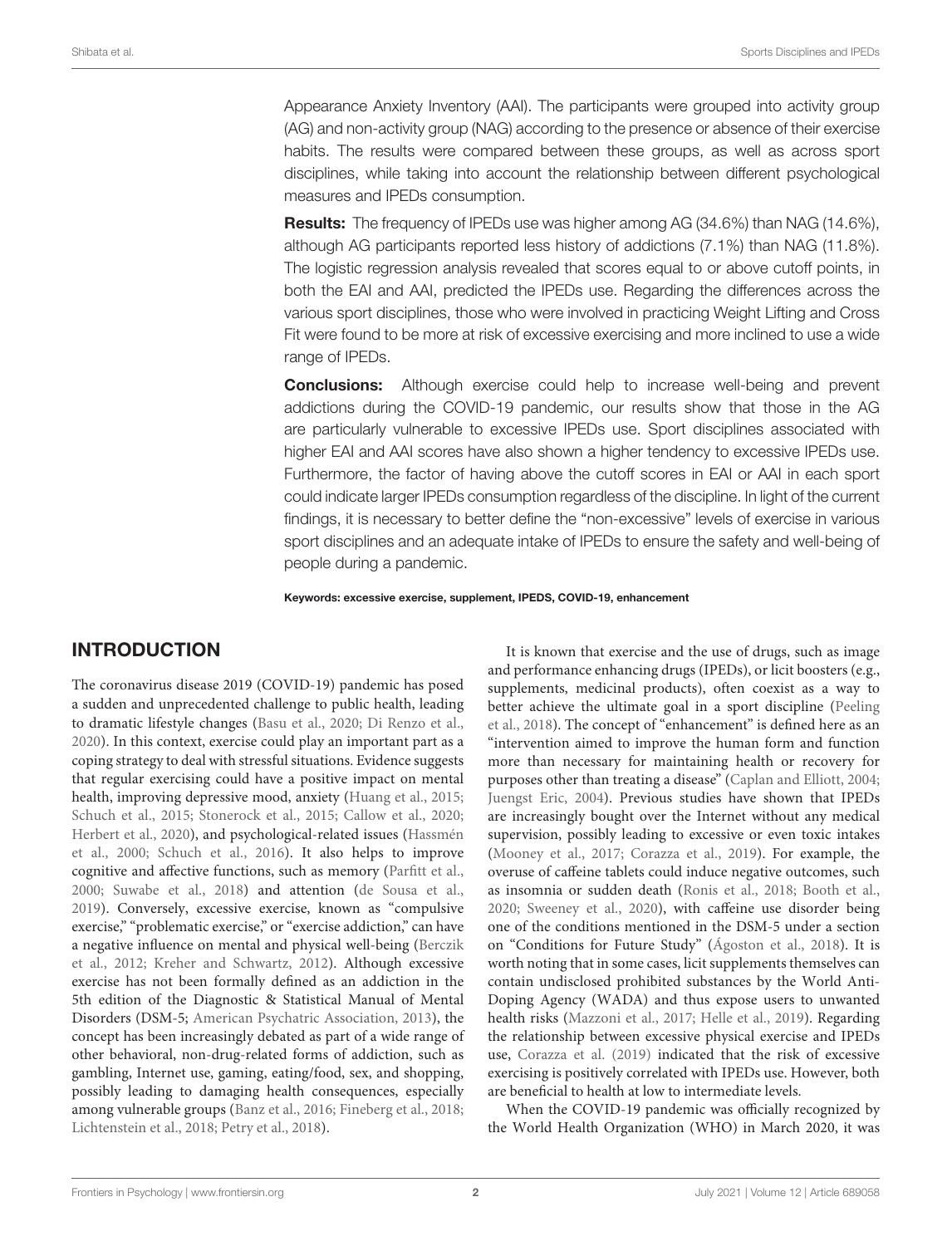Appearance Anxiety Inventory (AAI). The participants were grouped into activity group (AG) and non-activity group (NAG) according to the presence or absence of their exercise habits. The results were compared between these groups, as well as across sport disciplines, while taking into account the relationship between different psychological measures and IPEDs consumption.

**Results:** The frequency of IPEDs use was higher among AG (34.6%) than NAG (14.6%), although AG participants reported less history of addictions (7.1%) than NAG (11.8%). The logistic regression analysis revealed that scores equal to or above cutoff points, in both the EAI and AAI, predicted the IPEDs use. Regarding the differences across the various sport disciplines, those who were involved in practicing Weight Lifting and Cross Fit were found to be more at risk of excessive exercising and more inclined to use a wide range of IPEDs.

**Conclusions:** Although exercise could help to increase well-being and prevent addictions during the COVID-19 pandemic, our results show that those in the AG are particularly vulnerable to excessive IPEDs use. Sport disciplines associated with higher EAI and AAI scores have also shown a higher tendency to excessive IPEDs use. Furthermore, the factor of having above the cutoff scores in EAI or AAI in each sport could indicate larger IPEDs consumption regardless of the discipline. In light of the current findings, it is necessary to better define the "non-excessive" levels of exercise in various sport disciplines and an adequate intake of IPEDs to ensure the safety and well-being of people during a pandemic.

**Keywords: excessive exercise, supplement, IPEDS, COVID-19, enhancement**

## INTRODUCTION

The coronavirus disease 2019 (COVID-19) pandemic has posed a sudden and unprecedented challenge to public health, leading to dramatic lifestyle changes (Basu et al., 2020; Di Renzo et al., 2020). In this context, exercise could play an important part as a coping strategy to deal with stressful situations. Evidence suggests that regular exercising could have a positive impact on mental health, improving depressive mood, anxiety (Huang et al., 2015; Schuch et al., 2015; Stonerock et al., 2015; Callow et al., 2020; Herbert et al., 2020), and psychological-related issues (Hassmén et al., 2000; Schuch et al., 2016). It also helps to improve cognitive and affective functions, such as memory (Parfitt et al., 2000; Suwabe et al., 2018) and attention (de Sousa et al., 2019). Conversely, excessive exercise, known as "compulsive exercise," "problematic exercise," or "exercise addiction," can have a negative influence on mental and physical well-being (Berczik et al., 2012; Kreher and Schwartz, 2012). Although excessive exercise has not been formally defined as an addiction in the 5th edition of the Diagnostic & Statistical Manual of Mental Disorders (DSM-5; American Psychatric Association, 2013), the concept has been increasingly debated as part of a wide range of other behavioral, non-drug-related forms of addiction, such as gambling, Internet use, gaming, eating/food, sex, and shopping, possibly leading to damaging health consequences, especially among vulnerable groups (Banz et al., 2016; Fineberg et al., 2018; Lichtenstein et al., 2018; Petry et al., 2018).

It is known that exercise and the use of drugs, such as image and performance enhancing drugs (IPEDs), or licit boosters (e.g., supplements, medicinal products), often coexist as a way to better achieve the ultimate goal in a sport discipline (Peeling et al., 2018). The concept of "enhancement" is defined here as an "intervention aimed to improve the human form and function more than necessary for maintaining health or recovery for purposes other than treating a disease" (Caplan and Elliott, 2004; Juengst Eric, 2004). Previous studies have shown that IPEDs are increasingly bought over the Internet without any medical supervision, possibly leading to excessive or even toxic intakes (Mooney et al., 2017; Corazza et al., 2019). For example, the overuse of caffeine tablets could induce negative outcomes, such as insomnia or sudden death (Ronis et al., 2018; Booth et al., 2020; Sweeney et al., 2020), with caffeine use disorder being one of the conditions mentioned in the DSM-5 under a section on "Conditions for Future Study" (Ágoston et al., 2018). It is worth noting that in some cases, licit supplements themselves can contain undisclosed prohibited substances by the World Anti-Doping Agency (WADA) and thus expose users to unwanted health risks (Mazzoni et al., 2017; Helle et al., 2019). Regarding the relationship between excessive physical exercise and IPEDs use, Corazza et al. (2019) indicated that the risk of excessive exercising is positively correlated with IPEDs use. However, both are beneficial to health at low to intermediate levels.

When the COVID-19 pandemic was officially recognized by the World Health Organization (WHO) in March 2020, it was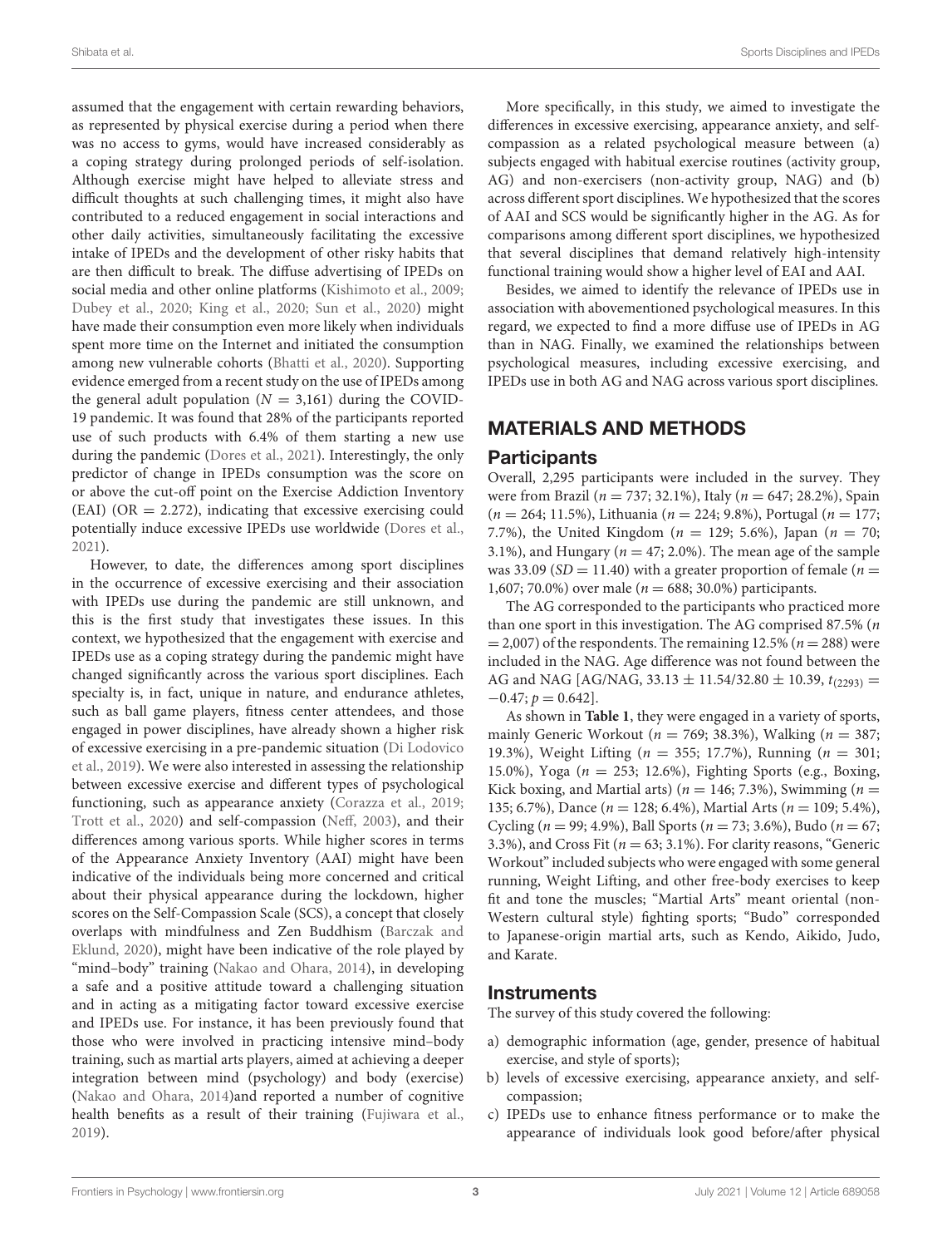assumed that the engagement with certain rewarding behaviors, as represented by physical exercise during a period when there was no access to gyms, would have increased considerably as a coping strategy during prolonged periods of self-isolation. Although exercise might have helped to alleviate stress and difficult thoughts at such challenging times, it might also have contributed to a reduced engagement in social interactions and other daily activities, simultaneously facilitating the excessive intake of IPEDs and the development of other risky habits that are then difficult to break. The diffuse advertising of IPEDs on social media and other online platforms (Kishimoto et al., 2009; Dubey et al., 2020; King et al., 2020; Sun et al., 2020) might have made their consumption even more likely when individuals spent more time on the Internet and initiated the consumption among new vulnerable cohorts (Bhatti et al., 2020). Supporting evidence emerged from a recent study on the use of IPEDs among the general adult population ($N = 3,161$) during the COVID-19 pandemic. It was found that 28% of the participants reported use of such products with 6.4% of them starting a new use during the pandemic (Dores et al., 2021). Interestingly, the only predictor of change in IPEDs consumption was the score on or above the cut-off point on the Exercise Addiction Inventory (EAI) (OR = 2.272), indicating that excessive exercising could potentially induce excessive IPEDs use worldwide (Dores et al., 2021).

However, to date, the differences among sport disciplines in the occurrence of excessive exercising and their association with IPEDs use during the pandemic are still unknown, and this is the first study that investigates these issues. In this context, we hypothesized that the engagement with exercise and IPEDs use as a coping strategy during the pandemic might have changed significantly across the various sport disciplines. Each specialty is, in fact, unique in nature, and endurance athletes, such as ball game players, fitness center attendees, and those engaged in power disciplines, have already shown a higher risk of excessive exercising in a pre-pandemic situation (Di Lodovico et al., 2019). We were also interested in assessing the relationship between excessive exercise and different types of psychological functioning, such as appearance anxiety (Corazza et al., 2019; Trott et al., 2020) and self-compassion (Neff, 2003), and their differences among various sports. While higher scores in terms of the Appearance Anxiety Inventory (AAI) might have been indicative of the individuals being more concerned and critical about their physical appearance during the lockdown, higher scores on the Self-Compassion Scale (SCS), a concept that closely overlaps with mindfulness and Zen Buddhism (Barczak and Eklund, 2020), might have been indicative of the role played by "mind–body" training (Nakao and Ohara, 2014), in developing a safe and a positive attitude toward a challenging situation and in acting as a mitigating factor toward excessive exercise and IPEDs use. For instance, it has been previously found that those who were involved in practicing intensive mind–body training, such as martial arts players, aimed at achieving a deeper integration between mind (psychology) and body (exercise) (Nakao and Ohara, 2014)and reported a number of cognitive health benefits as a result of their training (Fujiwara et al., 2019).

More specifically, in this study, we aimed to investigate the differences in excessive exercising, appearance anxiety, and self-compassion as a related psychological measure between (a) subjects engaged with habitual exercise routines (activity group, AG) and non-exercisers (non-activity group, NAG) and (b) across different sport disciplines. We hypothesized that the scores of AAI and SCS would be significantly higher in the AG. As for comparisons among different sport disciplines, we hypothesized that several disciplines that demand relatively high-intensity functional training would show a higher level of EAI and AAI.

Besides, we aimed to identify the relevance of IPEDs use in association with abovementioned psychological measures. In this regard, we expected to find a more diffuse use of IPEDs in AG than in NAG. Finally, we examined the relationships between psychological measures, including excessive exercising, and IPEDs use in both AG and NAG across various sport disciplines.

## MATERIALS AND METHODS

### Participants

Overall, 2,295 participants were included in the survey. They were from Brazil ($n = 737$; 32.1%), Italy ($n = 647$; 28.2%), Spain ($n = 264$; 11.5%), Lithuania ($n = 224$; 9.8%), Portugal ($n = 177$; 7.7%), the United Kingdom ($n = 129$; 5.6%), Japan ($n = 70$; 3.1%), and Hungary ($n = 47$; 2.0%). The mean age of the sample was 33.09 ($SD = 11.40$) with a greater proportion of female ($n = 1,607$; 70.0%) over male ($n = 688$; 30.0%) participants.

The AG corresponded to the participants who practiced more than one sport in this investigation. The AG comprised 87.5% ($n = 2,007$) of the respondents. The remaining 12.5% ($n = 288$) were included in the NAG. Age difference was not found between the AG and NAG [AG/NAG, $33.13 \pm 11.54/32.80 \pm 10.39$, $t_{(2293)} = -0.47$; $p = 0.642$].

As shown in **Table 1**, they were engaged in a variety of sports, mainly Generic Workout ($n = 769$; 38.3%), Walking ($n = 387$; 19.3%), Weight Lifting ($n = 355$; 17.7%), Running ($n = 301$; 15.0%), Yoga ($n = 253$; 12.6%), Fighting Sports (e.g., Boxing, Kick boxing, and Martial arts) ($n = 146$; 7.3%), Swimming ($n = 135$; 6.7%), Dance ($n = 128$; 6.4%), Martial Arts ($n = 109$; 5.4%), Cycling ($n = 99$; 4.9%), Ball Sports ($n = 73$; 3.6%), Budo ($n = 67$; 3.3%), and Cross Fit ($n = 63$; 3.1%). For clarity reasons, "Generic Workout" included subjects who were engaged with some general running, Weight Lifting, and other free-body exercises to keep fit and tone the muscles; "Martial Arts" meant oriental (non-Western cultural style) fighting sports; "Budo" corresponded to Japanese-origin martial arts, such as Kendo, Aikido, Judo, and Karate.

### Instruments

The survey of this study covered the following:

a) demographic information (age, gender, presence of habitual exercise, and style of sports);
b) levels of excessive exercising, appearance anxiety, and self-compassion;
c) IPEDs use to enhance fitness performance or to make the appearance of individuals look good before/after physical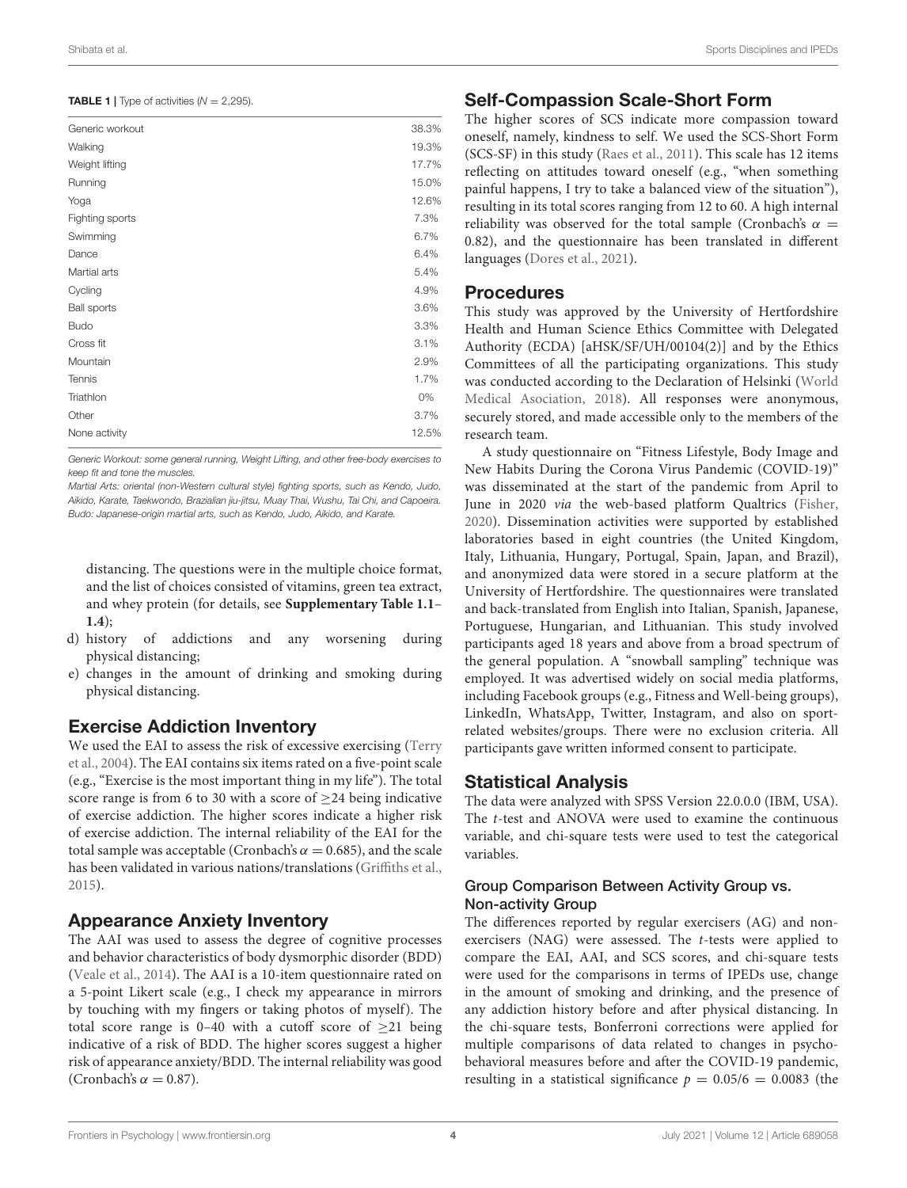**TABLE 1** | Type of activities ($N = 2,295$).

| | |
|---|---|
| Generic workout | 38.3% |
| Walking | 19.3% |
| Weight lifting | 17.7% |
| Running | 15.0% |
| Yoga | 12.6% |
| Fighting sports | 7.3% |
| Swimming | 6.7% |
| Dance | 6.4% |
| Martial arts | 5.4% |
| Cycling | 4.9% |
| Ball sports | 3.6% |
| Budo | 3.3% |
| Cross fit | 3.1% |
| Mountain | 2.9% |
| Tennis | 1.7% |
| Triathlon | 0% |
| Other | 3.7% |
| None activity | 12.5% |

*Generic Workout: some general running, Weight Lifting, and other free-body exercises to keep fit and tone the muscles.*
*Martial Arts: oriental (non-Western cultural style) fighting sports, such as Kendo, Judo, Aikido, Karate, Taekwondo, Brazialian jiu-jitsu, Muay Thai, Wushu, Tai Chi, and Capoeira.*
*Budo: Japanese-origin martial arts, such as Kendo, Judo, Aikido, and Karate.*

distancing. The questions were in the multiple choice format, and the list of choices consisted of vitamins, green tea extract, and whey protein (for details, see **Supplementary Table 1.1–1.4**);

d) history of addictions and any worsening during physical distancing;
e) changes in the amount of drinking and smoking during physical distancing.

## Exercise Addiction Inventory

We used the EAI to assess the risk of excessive exercising (Terry et al., 2004). The EAI contains six items rated on a five-point scale (e.g., "Exercise is the most important thing in my life"). The total score range is from 6 to 30 with a score of ≥24 being indicative of exercise addiction. The higher scores indicate a higher risk of exercise addiction. The internal reliability of the EAI for the total sample was acceptable (Cronbach's $\alpha = 0.685$), and the scale has been validated in various nations/translations (Griffiths et al., 2015).

## Appearance Anxiety Inventory

The AAI was used to assess the degree of cognitive processes and behavior characteristics of body dysmorphic disorder (BDD) (Veale et al., 2014). The AAI is a 10-item questionnaire rated on a 5-point Likert scale (e.g., I check my appearance in mirrors by touching with my fingers or taking photos of myself). The total score range is 0–40 with a cutoff score of ≥21 being indicative of a risk of BDD. The higher scores suggest a higher risk of appearance anxiety/BDD. The internal reliability was good (Cronbach's $\alpha = 0.87$).

## Self-Compassion Scale-Short Form

The higher scores of SCS indicate more compassion toward oneself, namely, kindness to self. We used the SCS-Short Form (SCS-SF) in this study (Raes et al., 2011). This scale has 12 items reflecting on attitudes toward oneself (e.g., "when something painful happens, I try to take a balanced view of the situation"), resulting in its total scores ranging from 12 to 60. A high internal reliability was observed for the total sample (Cronbach's $\alpha = 0.82$), and the questionnaire has been translated in different languages (Dores et al., 2021).

## Procedures

This study was approved by the University of Hertfordshire Health and Human Science Ethics Committee with Delegated Authority (ECDA) [aHSK/SF/UH/00104(2)] and by the Ethics Committees of all the participating organizations. This study was conducted according to the Declaration of Helsinki (World Medical Asociation, 2018). All responses were anonymous, securely stored, and made accessible only to the members of the research team.

A study questionnaire on "Fitness Lifestyle, Body Image and New Habits During the Corona Virus Pandemic (COVID-19)" was disseminated at the start of the pandemic from April to June in 2020 *via* the web-based platform Qualtrics (Fisher, 2020). Dissemination activities were supported by established laboratories based in eight countries (the United Kingdom, Italy, Lithuania, Hungary, Portugal, Spain, Japan, and Brazil), and anonymized data were stored in a secure platform at the University of Hertfordshire. The questionnaires were translated and back-translated from English into Italian, Spanish, Japanese, Portuguese, Hungarian, and Lithuanian. This study involved participants aged 18 years and above from a broad spectrum of the general population. A "snowball sampling" technique was employed. It was advertised widely on social media platforms, including Facebook groups (e.g., Fitness and Well-being groups), LinkedIn, WhatsApp, Twitter, Instagram, and also on sport-related websites/groups. There were no exclusion criteria. All participants gave written informed consent to participate.

## Statistical Analysis

The data were analyzed with SPSS Version 22.0.0.0 (IBM, USA). The *t*-test and ANOVA were used to examine the continuous variable, and chi-square tests were used to test the categorical variables.

### Group Comparison Between Activity Group vs. Non-activity Group

The differences reported by regular exercisers (AG) and non-exercisers (NAG) were assessed. The *t*-tests were applied to compare the EAI, AAI, and SCS scores, and chi-square tests were used for the comparisons in terms of IPEDs use, change in the amount of smoking and drinking, and the presence of any addiction history before and after physical distancing. In the chi-square tests, Bonferroni corrections were applied for multiple comparisons of data related to changes in psycho-behavioral measures before and after the COVID-19 pandemic, resulting in a statistical significance $p = 0.05/6 = 0.0083$ (the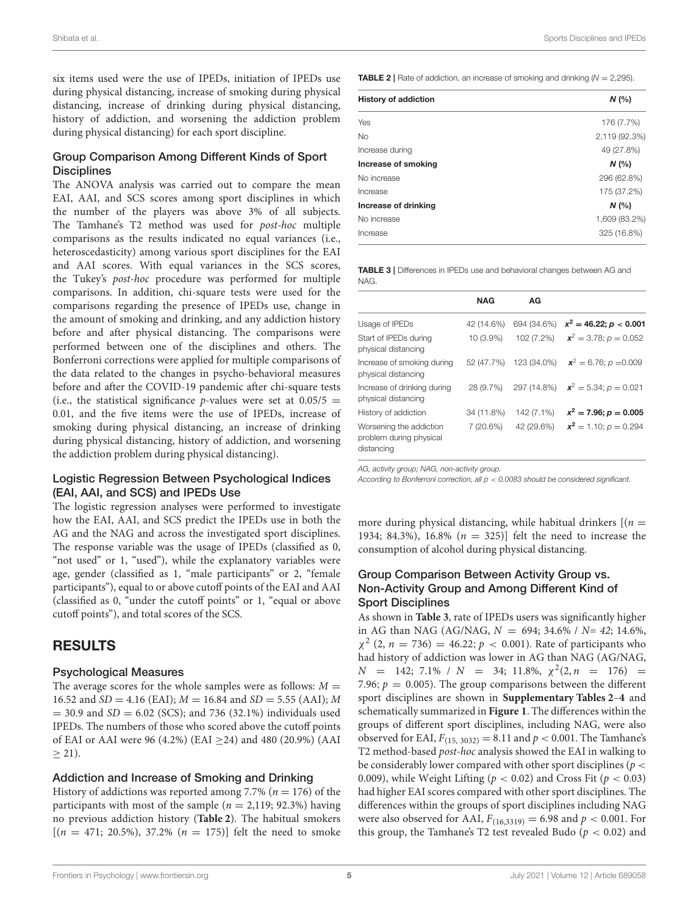six items used were the use of IPEDs, initiation of IPEDs use during physical distancing, increase of smoking during physical distancing, increase of drinking during physical distancing, history of addiction, and worsening the addiction problem during physical distancing) for each sport discipline.

### Group Comparison Among Different Kinds of Sport Disciplines

The ANOVA analysis was carried out to compare the mean EAI, AAI, and SCS scores among sport disciplines in which the number of the players was above 3% of all subjects. The Tamhane's T2 method was used for *post-hoc* multiple comparisons as the results indicated no equal variances (i.e., heteroscedasticity) among various sport disciplines for the EAI and AAI scores. With equal variances in the SCS scores, the Tukey's *post-hoc* procedure was performed for multiple comparisons. In addition, chi-square tests were used for the comparisons regarding the presence of IPEDs use, change in the amount of smoking and drinking, and any addiction history before and after physical distancing. The comparisons were performed between one of the disciplines and others. The Bonferroni corrections were applied for multiple comparisons of the data related to the changes in psycho-behavioral measures before and after the COVID-19 pandemic after chi-square tests (i.e., the statistical significance $p$-values were set at $0.05/5 = 0.01$, and the five items were the use of IPEDs, increase of smoking during physical distancing, an increase of drinking during physical distancing, history of addiction, and worsening the addiction problem during physical distancing).

### Logistic Regression Between Psychological Indices (EAI, AAI, and SCS) and IPEDs Use

The logistic regression analyses were performed to investigate how the EAI, AAI, and SCS predict the IPEDs use in both the AG and the NAG and across the investigated sport disciplines. The response variable was the usage of IPEDs (classified as 0, "not used" or 1, "used"), while the explanatory variables were age, gender (classified as 1, "male participants" or 2, "female participants"), equal to or above cutoff points of the EAI and AAI (classified as 0, "under the cutoff points" or 1, "equal or above cutoff points"), and total scores of the SCS.

## RESULTS

### Psychological Measures

The average scores for the whole samples were as follows: $M = 16.52$ and $SD = 4.16$ (EAI); $M = 16.84$ and $SD = 5.55$ (AAI); $M = 30.9$ and $SD = 6.02$ (SCS); and 736 (32.1%) individuals used IPEDs. The numbers of those who scored above the cutoff points of EAI or AAI were 96 (4.2%) (EAI $\geq 24$) and 480 (20.9%) (AAI $\geq 21$).

### Addiction and Increase of Smoking and Drinking

History of addictions was reported among 7.7% ($n = 176$) of the participants with most of the sample ($n = 2{,}119$; 92.3%) having no previous addiction history (**Table 2**). The habitual smokers [($n = 471$; 20.5%), 37.2% ($n = 175$)] felt the need to smoke more during physical distancing, while habitual drinkers [($n = 1934$; 84.3%), 16.8% ($n = 325$)] felt the need to increase the consumption of alcohol during physical distancing.

**TABLE 2 |** Rate of addiction, an increase of smoking and drinking ($N = 2{,}295$).

| History of addiction | *N* (%) |
|---|---|
| Yes | 176 (7.7%) |
| No | 2,119 (92.3%) |
| Increase during | 49 (27.8%) |
| **Increase of smoking** | ***N* (%)** |
| No increase | 296 (62.8%) |
| Increase | 175 (37.2%) |
| **Increase of drinking** | ***N* (%)** |
| No increase | 1,609 (83.2%) |
| Increase | 325 (16.8%) |

**TABLE 3 |** Differences in IPEDs use and behavioral changes between AG and NAG.

| | NAG | AG | |
|---|---|---|---|
| Usage of IPEDs | 42 (14.6%) | 694 (34.6%) | $\boldsymbol{x^2 = 46.22; p < 0.001}$ |
| Start of IPEDs during physical distancing | 10 (3.9%) | 102 (7.2%) | $x^2 = 3.78; p = 0.052$ |
| Increase of smoking during physical distancing | 52 (47.7%) | 123 (34.0%) | $x^2 = 6.76; p = 0.009$ |
| Increase of drinking during physical distancing | 28 (9.7%) | 297 (14.8%) | $x^2 = 5.34; p = 0.021$ |
| History of addiction | 34 (11.8%) | 142 (7.1%) | $\boldsymbol{x^2 = 7.96; p = 0.005}$ |
| Worsening the addiction problem during physical distancing | 7 (20.6%) | 42 (29.6%) | $x^2 = 1.10; p = 0.294$ |

*AG, activity group; NAG, non-activity group.*
*According to Bonferroni correction, all $p < 0.0083$ should be considered significant.*

### Group Comparison Between Activity Group vs. Non-Activity Group and Among Different Kind of Sport Disciplines

As shown in **Table 3**, rate of IPEDs users was significantly higher in AG than NAG (AG/NAG, $N = 694$; 34.6% / $N = 42$; 14.6%, $\chi^2$ $(2, n = 736) = 46.22$; $p < 0.001$). Rate of participants who had history of addiction was lower in AG than NAG (AG/NAG, $N = 142$; 7.1% / $N = 34$; 11.8%, $\chi^2(2, n = 176) = 7.96$; $p = 0.005$). The group comparisons between the different sport disciplines are shown in **Supplementary Tables 2–4** and schematically summarized in **Figure 1**. The differences within the groups of different sport disciplines, including NAG, were also observed for EAI, $F_{(15,\ 3032)} = 8.11$ and $p < 0.001$. The Tamhane's T2 method-based *post-hoc* analysis showed the EAI in walking to be considerably lower compared with other sport disciplines ($p < 0.009$), while Weight Lifting ($p < 0.02$) and Cross Fit ($p < 0.03$) had higher EAI scores compared with other sport disciplines. The differences within the groups of sport disciplines including NAG were also observed for AAI, $F_{(16,3319)} = 6.98$ and $p < 0.001$. For this group, the Tamhane's T2 test revealed Budo ($p < 0.02$) and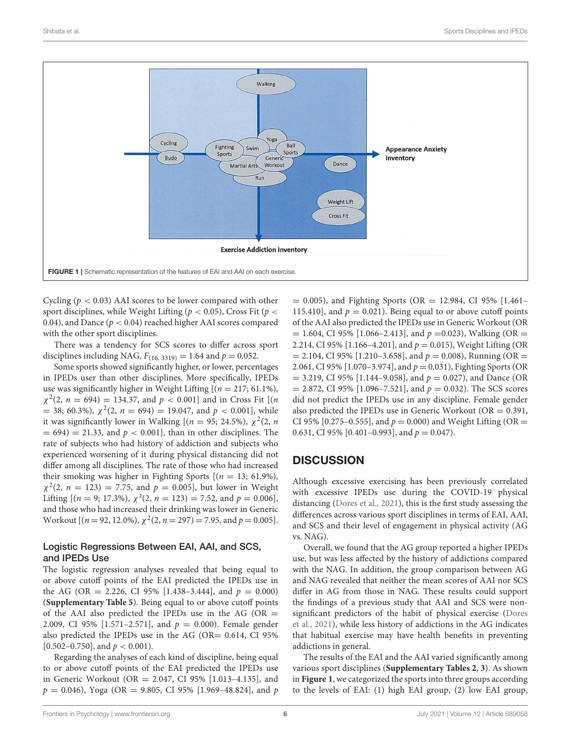FIGURE 1 | Schematic representation of the features of EAI and AAI on each exercise.

Cycling ($p < 0.03$) AAI scores to be lower compared with other sport disciplines, while Weight Lifting ($p < 0.05$), Cross Fit ($p < 0.04$), and Dance ($p < 0.04$) reached higher AAI scores compared with the other sport disciplines.

There was a tendency for SCS scores to differ across sport disciplines including NAG, $F_{(16,\ 3319)} = 1.64$ and $p = 0.052$.

Some sports showed significantly higher, or lower, percentages in IPEDs user than other disciplines. More specifically, IPEDs use was significantly higher in Weight Lifting [($n = 217$; 61.1%), $\chi^2(2,\ n = 694) = 134.37$, and $p < 0.001$] and in Cross Fit [($n = 38$; 60.3%), $\chi^2(2,\ n = 694) = 19.047$, and $p < 0.001$], while it was significantly lower in Walking [($n = 95$; 24.5%), $\chi^2(2,\ n = 694) = 21.33$, and $p < 0.001$], than in other disciplines. The rate of subjects who had history of addiction and subjects who experienced worsening of it during physical distancing did not differ among all disciplines. The rate of those who had increased their smoking was higher in Fighting Sports [($n = 13$; 61.9%), $\chi^2(2,\ n = 123) = 7.75$, and $p = 0.005$], but lower in Weight Lifting [($n = 9$; 17.3%), $\chi^2(2,\ n = 123) = 7.52$, and $p = 0.006$], and those who had increased their drinking was lower in Generic Workout [($n = 92$, 12.0%), $\chi^2(2, n = 297) = 7.95$, and $p = 0.005$].

### Logistic Regressions Between EAI, AAI, and SCS, and IPEDs Use

The logistic regression analyses revealed that being equal to or above cutoff points of the EAI predicted the IPEDs use in the AG (OR = 2.226, CI 95% [1.438–3.444], and $p = 0.000$) (**Supplementary Table 5**). Being equal to or above cutoff points of the AAI also predicted the IPEDs use in the AG (OR = 2.009, CI 95% [1.571–2.571], and $p = 0.000$). Female gender also predicted the IPEDs use in the AG (OR= 0.614, CI 95% [0.502–0.750], and $p < 0.001$).

Regarding the analyses of each kind of discipline, being equal to or above cutoff points of the EAI predicted the IPEDs use in Generic Workout (OR = 2.047, CI 95% [1.013–4.135], and $p = 0.046$), Yoga (OR = 9.805, CI 95% [1.969–48.824], and $p = 0.005$), and Fighting Sports (OR = 12.984, CI 95% [1.461–115.410], and $p = 0.021$). Being equal to or above cutoff points of the AAI also predicted the IPEDs use in Generic Workout (OR = 1.604, CI 95% [1.066–2.413], and $p$ =0.023), Walking (OR = 2.214, CI 95% [1.166–4.201], and $p = 0.015$), Weight Lifting (OR = 2.104, CI 95% [1.210–3.658], and $p = 0.008$), Running (OR = 2.061, CI 95% [1.070–3.974], and $p = 0.031$), Fighting Sports (OR = 3.219, CI 95% [1.144–9.058], and $p = 0.027$), and Dance (OR = 2.872, CI 95% [1.096–7.521], and $p = 0.032$). The SCS scores did not predict the IPEDs use in any discipline. Female gender also predicted the IPEDs use in Generic Workout (OR = 0.391, CI 95% [0.275–0.555], and $p = 0.000$) and Weight Lifting (OR = 0.631, CI 95% [0.401–0.993], and $p = 0.047$).

## DISCUSSION

Although excessive exercising has been previously correlated with excessive IPEDs use during the COVID-19 physical distancing (Dores et al., 2021), this is the first study assessing the differences across various sport disciplines in terms of EAI, AAI, and SCS and their level of engagement in physical activity (AG vs. NAG).

Overall, we found that the AG group reported a higher IPEDs use, but was less affected by the history of addictions compared with the NAG. In addition, the group comparison between AG and NAG revealed that neither the mean scores of AAI nor SCS differ in AG from those in NAG. These results could support the findings of a previous study that AAI and SCS were non-significant predictors of the habit of physical exercise (Dores et al., 2021), while less history of addictions in the AG indicates that habitual exercise may have health benefits in preventing addictions in general.

The results of the EAI and the AAI varied significantly among various sport disciplines (**Supplementary Tables 2**, **3**). As shown in **Figure 1**, we categorized the sports into three groups according to the levels of EAI: (1) high EAI group, (2) low EAI group,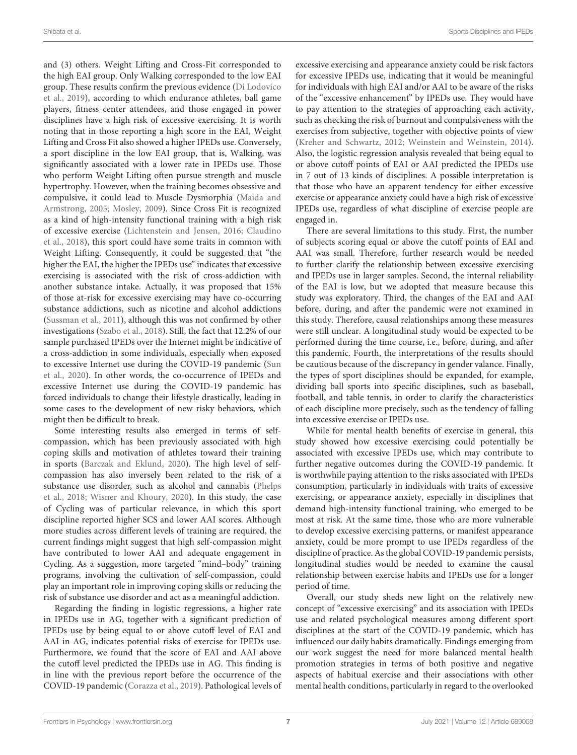and (3) others. Weight Lifting and Cross-Fit corresponded to the high EAI group. Only Walking corresponded to the low EAI group. These results confirm the previous evidence (Di Lodovico et al., 2019), according to which endurance athletes, ball game players, fitness center attendees, and those engaged in power disciplines have a high risk of excessive exercising. It is worth noting that in those reporting a high score in the EAI, Weight Lifting and Cross Fit also showed a higher IPEDs use. Conversely, a sport discipline in the low EAI group, that is, Walking, was significantly associated with a lower rate in IPEDs use. Those who perform Weight Lifting often pursue strength and muscle hypertrophy. However, when the training becomes obsessive and compulsive, it could lead to Muscle Dysmorphia (Maida and Armstrong, 2005; Mosley, 2009). Since Cross Fit is recognized as a kind of high-intensity functional training with a high risk of excessive exercise (Lichtenstein and Jensen, 2016; Claudino et al., 2018), this sport could have some traits in common with Weight Lifting. Consequently, it could be suggested that "the higher the EAI, the higher the IPEDs use" indicates that excessive exercising is associated with the risk of cross-addiction with another substance intake. Actually, it was proposed that 15% of those at-risk for excessive exercising may have co-occurring substance addictions, such as nicotine and alcohol addictions (Sussman et al., 2011), although this was not confirmed by other investigations (Szabo et al., 2018). Still, the fact that 12.2% of our sample purchased IPEDs over the Internet might be indicative of a cross-addiction in some individuals, especially when exposed to excessive Internet use during the COVID-19 pandemic (Sun et al., 2020). In other words, the co-occurrence of IPEDs and excessive Internet use during the COVID-19 pandemic has forced individuals to change their lifestyle drastically, leading in some cases to the development of new risky behaviors, which might then be difficult to break.

Some interesting results also emerged in terms of self-compassion, which has been previously associated with high coping skills and motivation of athletes toward their training in sports (Barczak and Eklund, 2020). The high level of self-compassion has also inversely been related to the risk of a substance use disorder, such as alcohol and cannabis (Phelps et al., 2018; Wisner and Khoury, 2020). In this study, the case of Cycling was of particular relevance, in which this sport discipline reported higher SCS and lower AAI scores. Although more studies across different levels of training are required, the current findings might suggest that high self-compassion might have contributed to lower AAI and adequate engagement in Cycling. As a suggestion, more targeted "mind–body" training programs, involving the cultivation of self-compassion, could play an important role in improving coping skills or reducing the risk of substance use disorder and act as a meaningful addiction.

Regarding the finding in logistic regressions, a higher rate in IPEDs use in AG, together with a significant prediction of IPEDs use by being equal to or above cutoff level of EAI and AAI in AG, indicates potential risks of exercise for IPEDs use. Furthermore, we found that the score of EAI and AAI above the cutoff level predicted the IPEDs use in AG. This finding is in line with the previous report before the occurrence of the COVID-19 pandemic (Corazza et al., 2019). Pathological levels of excessive exercising and appearance anxiety could be risk factors for excessive IPEDs use, indicating that it would be meaningful for individuals with high EAI and/or AAI to be aware of the risks of the "excessive enhancement" by IPEDs use. They would have to pay attention to the strategies of approaching each activity, such as checking the risk of burnout and compulsiveness with the exercises from subjective, together with objective points of view (Kreher and Schwartz, 2012; Weinstein and Weinstein, 2014). Also, the logistic regression analysis revealed that being equal to or above cutoff points of EAI or AAI predicted the IPEDs use in 7 out of 13 kinds of disciplines. A possible interpretation is that those who have an apparent tendency for either excessive exercise or appearance anxiety could have a high risk of excessive IPEDs use, regardless of what discipline of exercise people are engaged in.

There are several limitations to this study. First, the number of subjects scoring equal or above the cutoff points of EAI and AAI was small. Therefore, further research would be needed to further clarify the relationship between excessive exercising and IPEDs use in larger samples. Second, the internal reliability of the EAI is low, but we adopted that measure because this study was exploratory. Third, the changes of the EAI and AAI before, during, and after the pandemic were not examined in this study. Therefore, causal relationships among these measures were still unclear. A longitudinal study would be expected to be performed during the time course, i.e., before, during, and after this pandemic. Fourth, the interpretations of the results should be cautious because of the discrepancy in gender valance. Finally, the types of sport disciplines should be expanded, for example, dividing ball sports into specific disciplines, such as baseball, football, and table tennis, in order to clarify the characteristics of each discipline more precisely, such as the tendency of falling into excessive exercise or IPEDs use.

While for mental health benefits of exercise in general, this study showed how excessive exercising could potentially be associated with excessive IPEDs use, which may contribute to further negative outcomes during the COVID-19 pandemic. It is worthwhile paying attention to the risks associated with IPEDs consumption, particularly in individuals with traits of excessive exercising, or appearance anxiety, especially in disciplines that demand high-intensity functional training, who emerged to be most at risk. At the same time, those who are more vulnerable to develop excessive exercising patterns, or manifest appearance anxiety, could be more prompt to use IPEDs regardless of the discipline of practice. As the global COVID-19 pandemic persists, longitudinal studies would be needed to examine the causal relationship between exercise habits and IPEDs use for a longer period of time.

Overall, our study sheds new light on the relatively new concept of "excessive exercising" and its association with IPEDs use and related psychological measures among different sport disciplines at the start of the COVID-19 pandemic, which has influenced our daily habits dramatically. Findings emerging from our work suggest the need for more balanced mental health promotion strategies in terms of both positive and negative aspects of habitual exercise and their associations with other mental health conditions, particularly in regard to the overlooked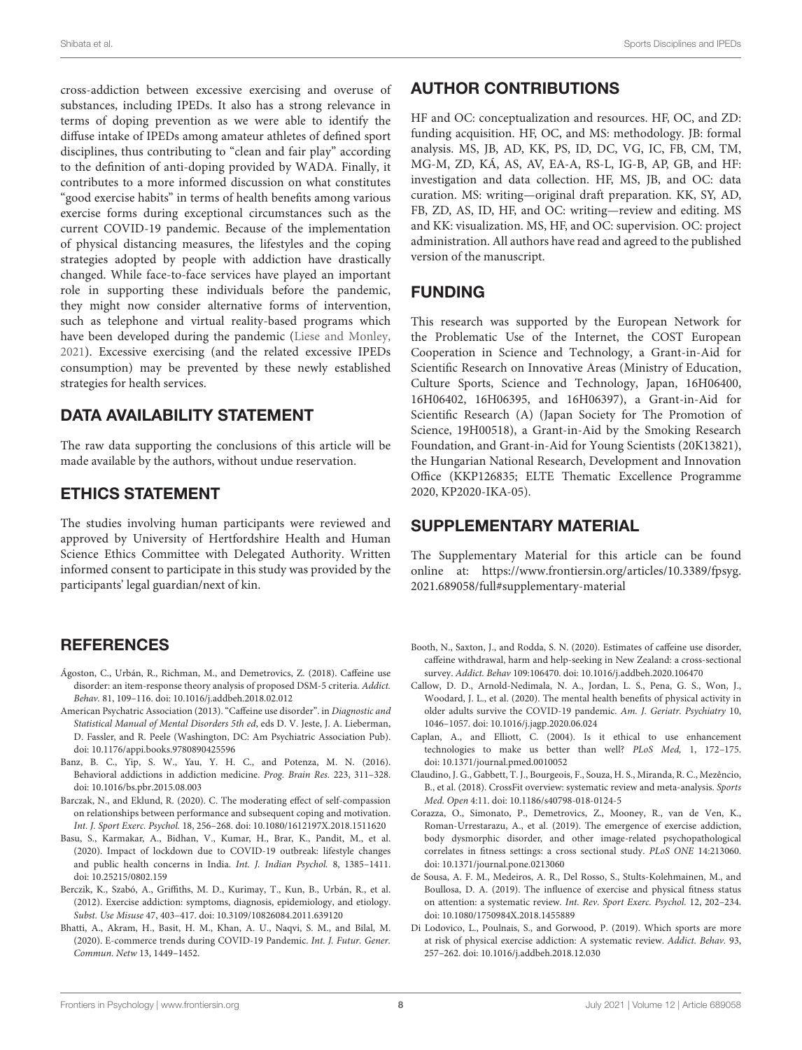cross-addiction between excessive exercising and overuse of substances, including IPEDs. It also has a strong relevance in terms of doping prevention as we were able to identify the diffuse intake of IPEDs among amateur athletes of defined sport disciplines, thus contributing to "clean and fair play" according to the definition of anti-doping provided by WADA. Finally, it contributes to a more informed discussion on what constitutes "good exercise habits" in terms of health benefits among various exercise forms during exceptional circumstances such as the current COVID-19 pandemic. Because of the implementation of physical distancing measures, the lifestyles and the coping strategies adopted by people with addiction have drastically changed. While face-to-face services have played an important role in supporting these individuals before the pandemic, they might now consider alternative forms of intervention, such as telephone and virtual reality-based programs which have been developed during the pandemic (Liese and Monley, 2021). Excessive exercising (and the related excessive IPEDs consumption) may be prevented by these newly established strategies for health services.

## DATA AVAILABILITY STATEMENT

The raw data supporting the conclusions of this article will be made available by the authors, without undue reservation.

## ETHICS STATEMENT

The studies involving human participants were reviewed and approved by University of Hertfordshire Health and Human Science Ethics Committee with Delegated Authority. Written informed consent to participate in this study was provided by the participants' legal guardian/next of kin.

## AUTHOR CONTRIBUTIONS

HF and OC: conceptualization and resources. HF, OC, and ZD: funding acquisition. HF, OC, and MS: methodology. JB: formal analysis. MS, JB, AD, KK, PS, ID, DC, VG, IC, FB, CM, TM, MG-M, ZD, KÁ, AS, AV, EA-A, RS-L, IG-B, AP, GB, and HF: investigation and data collection. HF, MS, JB, and OC: data curation. MS: writing—original draft preparation. KK, SY, AD, FB, ZD, AS, ID, HF, and OC: writing—review and editing. MS and KK: visualization. MS, HF, and OC: supervision. OC: project administration. All authors have read and agreed to the published version of the manuscript.

## FUNDING

This research was supported by the European Network for the Problematic Use of the Internet, the COST European Cooperation in Science and Technology, a Grant-in-Aid for Scientific Research on Innovative Areas (Ministry of Education, Culture Sports, Science and Technology, Japan, 16H06400, 16H06402, 16H06395, and 16H06397), a Grant-in-Aid for Scientific Research (A) (Japan Society for The Promotion of Science, 19H00518), a Grant-in-Aid by the Smoking Research Foundation, and Grant-in-Aid for Young Scientists (20K13821), the Hungarian National Research, Development and Innovation Office (KKP126835; ELTE Thematic Excellence Programme 2020, KP2020-IKA-05).

## SUPPLEMENTARY MATERIAL

The Supplementary Material for this article can be found online at: https://www.frontiersin.org/articles/10.3389/fpsyg.2021.689058/full#supplementary-material

## REFERENCES

Ágoston, C., Urbán, R., Richman, M., and Demetrovics, Z. (2018). Caffeine use disorder: an item-response theory analysis of proposed DSM-5 criteria. *Addict. Behav.* 81, 109–116. doi: 10.1016/j.addbeh.2018.02.012

American Psychatric Association (2013). "Caffeine use disorder". in *Diagnostic and Statistical Manual of Mental Disorders 5th ed*, eds D. V. Jeste, J. A. Lieberman, D. Fassler, and R. Peele (Washington, DC: Am Psychiatric Association Pub). doi: 10.1176/appi.books.9780890425596

Banz, B. C., Yip, S. W., Yau, Y. H. C., and Potenza, M. N. (2016). Behavioral addictions in addiction medicine. *Prog. Brain Res.* 223, 311–328. doi: 10.1016/bs.pbr.2015.08.003

Barczak, N., and Eklund, R. (2020). C. The moderating effect of self-compassion on relationships between performance and subsequent coping and motivation. *Int. J. Sport Exerc. Psychol.* 18, 256–268. doi: 10.1080/1612197X.2018.1511620

Basu, S., Karmakar, A., Bidhan, V., Kumar, H., Brar, K., Pandit, M., et al. (2020). Impact of lockdown due to COVID-19 outbreak: lifestyle changes and public health concerns in India. *Int. J. Indian Psychol.* 8, 1385–1411. doi: 10.25215/0802.159

Berczik, K., Szabó, A., Griffiths, M. D., Kurimay, T., Kun, B., Urbán, R., et al. (2012). Exercise addiction: symptoms, diagnosis, epidemiology, and etiology. *Subst. Use Misuse* 47, 403–417. doi: 10.3109/10826084.2011.639120

Bhatti, A., Akram, H., Basit, H. M., Khan, A. U., Naqvi, S. M., and Bilal, M. (2020). E-commerce trends during COVID-19 Pandemic. *Int. J. Futur. Gener. Commun. Netw* 13, 1449–1452.

Booth, N., Saxton, J., and Rodda, S. N. (2020). Estimates of caffeine use disorder, caffeine withdrawal, harm and help-seeking in New Zealand: a cross-sectional survey. *Addict. Behav* 109:106470. doi: 10.1016/j.addbeh.2020.106470

Callow, D. D., Arnold-Nedimala, N. A., Jordan, L. S., Pena, G. S., Won, J., Woodard, J. L., et al. (2020). The mental health benefits of physical activity in older adults survive the COVID-19 pandemic. *Am. J. Geriatr. Psychiatry* 10, 1046–1057. doi: 10.1016/j.jagp.2020.06.024

Caplan, A., and Elliott, C. (2004). Is it ethical to use enhancement technologies to make us better than well? *PLoS Med,* 1, 172–175. doi: 10.1371/journal.pmed.0010052

Claudino, J. G., Gabbett, T. J., Bourgeois, F., Souza, H. S., Miranda, R. C., Mezêncio, B., et al. (2018). CrossFit overview: systematic review and meta-analysis. *Sports Med. Open* 4:11. doi: 10.1186/s40798-018-0124-5

Corazza, O., Simonato, P., Demetrovics, Z., Mooney, R., van de Ven, K., Roman-Urrestarazu, A., et al. (2019). The emergence of exercise addiction, body dysmorphic disorder, and other image-related psychopathological correlates in fitness settings: a cross sectional study. *PLoS ONE* 14:213060. doi: 10.1371/journal.pone.0213060

de Sousa, A. F. M., Medeiros, A. R., Del Rosso, S., Stults-Kolehmainen, M., and Boullosa, D. A. (2019). The influence of exercise and physical fitness status on attention: a systematic review. *Int. Rev. Sport Exerc. Psychol.* 12, 202–234. doi: 10.1080/1750984X.2018.1455889

Di Lodovico, L., Poulnais, S., and Gorwood, P. (2019). Which sports are more at risk of physical exercise addiction: A systematic review. *Addict. Behav.* 93, 257–262. doi: 10.1016/j.addbeh.2018.12.030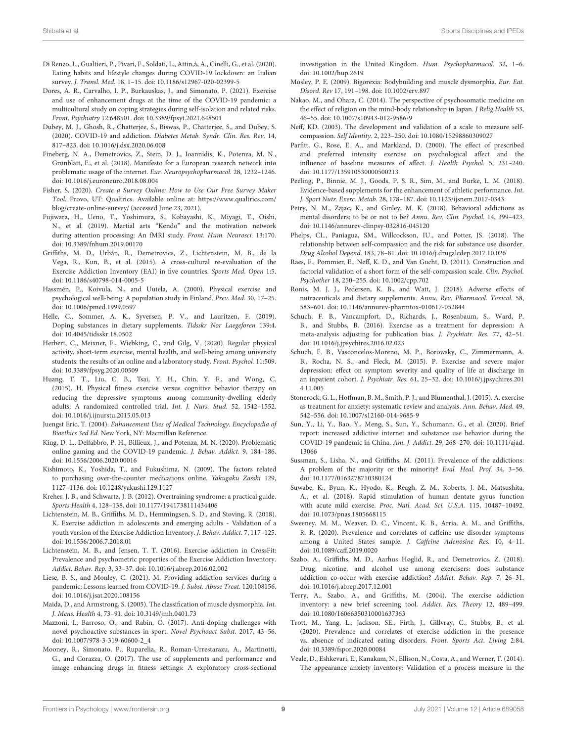Di Renzo, L., Gualtieri, P., Pivari, F., Soldati, L., Attin,à, A., Cinelli, G., et al. (2020). Eating habits and lifestyle changes during COVID-19 lockdown: an Italian survey. *J. Transl. Med.* 18, 1–15. doi: 10.1186/s12967-020-02399-5

Dores, A. R., Carvalho, I. P., Burkauskas, J., and Simonato, P. (2021). Exercise and use of enhancement drugs at the time of the COVID-19 pandemic: a multicultural study on coping strategies during self-isolation and related risks. *Front. Psychiatry* 12:648501. doi: 10.3389/fpsyt.2021.648501

Dubey, M. J., Ghosh, R., Chatterjee, S., Biswas, P., Chatterjee, S., and Dubey, S. (2020). COVID-19 and addiction. *Diabetes Metab. Syndr. Clin. Res. Rev.* 14, 817–823. doi: 10.1016/j.dsx.2020.06.008

Fineberg, N. A., Demetrovics, Z., Stein, D. J., Ioannidis, K., Potenza, M. N., Grünblatt, E., et al. (2018). Manifesto for a European research network into problematic usage of the internet. *Eur. Neuropsychopharmacol.* 28, 1232–1246. doi: 10.1016/j.euroneuro.2018.08.004

Fisher, S. (2020). *Create a Survey Online: How to Use Our Free Survey Maker Tool*. Provo, UT: Qualtrics. Available online at: https://www.qualtrics.com/blog/create-online-survey/ (accessed June 23, 2021).

Fujiwara, H., Ueno, T., Yoshimura, S., Kobayashi, K., Miyagi, T., Oishi, N., et al. (2019). Martial arts "Kendo" and the motivation network during attention processing: An fMRI study. *Front. Hum. Neurosci.* 13:170. doi: 10.3389/fnhum.2019.00170

Griffiths, M. D., Urbán, R., Demetrovics, Z., Lichtenstein, M. B., de la Vega, R., Kun, B., et al. (2015). A cross-cultural re-evaluation of the Exercise Addiction Inventory (EAI) in five countries. *Sports Med. Open* 1:5. doi: 10.1186/s40798-014-0005-5

Hassmén, P., Koivula, N., and Uutela, A. (2000). Physical exercise and psychological well-being: A population study in Finland. *Prev. Med.* 30, 17–25. doi: 10.1006/pmed.1999.0597

Helle, C., Sommer, A. K., Syversen, P. V., and Lauritzen, F. (2019). Doping substances in dietary supplements. *Tidsskr Nor Laegeforen* 139:4. doi: 10.4045/tidsskr.18.0502

Herbert, C., Meixner, F., Wiebking, C., and Gilg, V. (2020). Regular physical activity, short-term exercise, mental health, and well-being among university students: the results of an online and a laboratory study. *Front. Psychol.* 11:509. doi: 10.3389/fpsyg.2020.00509

Huang, T. T., Liu, C. B., Tsai, Y. H., Chin, Y. F., and Wong, C. (2015). H. Physical fitness exercise versus cognitive behavior therapy on reducing the depressive symptoms among community-dwelling elderly adults: A randomized controlled trial. *Int. J. Nurs. Stud.* 52, 1542–1552. doi: 10.1016/j.ijnurstu.2015.05.013

Juengst Eric, T. (2004). *Enhancement Uses of Medical Technology. Encyclopedia of Bioethics 3ed Ed*. New York, NY: Macmillan Reference.

King, D. L., Delfabbro, P. H., Billieux, J., and Potenza, M. N. (2020). Problematic online gaming and the COVID-19 pandemic. *J. Behav. Addict.* 9, 184–186. doi: 10.1556/2006.2020.00016

Kishimoto, K., Yoshida, T., and Fukushima, N. (2009). The factors related to purchasing over-the-counter medications online. *Yakugaku Zasshi* 129, 1127–1136. doi: 10.1248/yakushi.129.1127

Kreher, J. B., and Schwartz, J. B. (2012). Overtraining syndrome: a practical guide. *Sports Health* 4, 128–138. doi: 10.1177/1941738111434406

Lichtenstein, M. B., Griffiths, M. D., Hemmingsen, S. D., and Støving, R. (2018). K. Exercise addiction in adolescents and emerging adults - Validation of a youth version of the Exercise Addiction Inventory. *J. Behav. Addict.* 7, 117–125. doi: 10.1556/2006.7.2018.01

Lichtenstein, M. B., and Jensen, T. T. (2016). Exercise addiction in CrossFit: Prevalence and psychometric properties of the Exercise Addiction Inventory. *Addict. Behav. Rep.* 3, 33–37. doi: 10.1016/j.abrep.2016.02.002

Liese, B. S., and Monley, C. (2021). M. Providing addiction services during a pandemic: Lessons learned from COVID-19. *J. Subst. Abuse Treat.* 120:108156. doi: 10.1016/j.jsat.2020.108156

Maida, D., and Armstrong, S. (2005). The classification of muscle dysmorphia. *Int. J. Mens. Health* 4, 73–91. doi: 10.3149/jmh.0401.73

Mazzoni, I., Barroso, O., and Rabin, O. (2017). Anti-doping challenges with novel psychoactive substances in sport. *Novel Psychoact Subst.* 2017, 43–56. doi: 10.1007/978-3-319-60600-2_4

Mooney, R., Simonato, P., Ruparelia, R., Roman-Urrestarazu, A., Martinotti, G., and Corazza, O. (2017). The use of supplements and performance and image enhancing drugs in fitness settings: A exploratory cross-sectional investigation in the United Kingdom. *Hum. Psychopharmacol.* 32, 1–6. doi: 10.1002/hup.2619

Mosley, P. E. (2009). Bigorexia: Bodybuilding and muscle dysmorphia. *Eur. Eat. Disord. Rev* 17, 191–198. doi: 10.1002/erv.897

Nakao, M., and Ohara, C. (2014). The perspective of psychosomatic medicine on the effect of religion on the mind-body relationship in Japan. *J Relig Health* 53, 46–55. doi: 10.1007/s10943-012-9586-9

Neff, KD. (2003). The development and validation of a scale to measure self-compassion. *Self Identity.* 2, 223–250. doi: 10.1080/15298860309027

Parfitt, G., Rose, E. A., and Markland, D. (2000). The effect of prescribed and preferred intensity exercise on psychological affect and the influence of baseline measures of affect. *J. Health Psychol.* 5, 231–240. doi: 10.1177/135910530000500213

Peeling, P., Binnie, M. J., Goods, P. S. R., Sim, M., and Burke, L. M. (2018). Evidence-based supplements for the enhancement of athletic performance. *Int. J. Sport Nutr. Exerc. Metab.* 28, 178–187. doi: 10.1123/ijsnem.2017-0343

Petry, N. M., Zajac, K., and Ginley, M. K. (2018). Behavioral addictions as mental disorders: to be or not to be? *Annu. Rev. Clin. Psychol.* 14, 399–423. doi: 10.1146/annurev-clinpsy-032816-045120

Phelps, CL., Paniagua, SM., Willcockson, IU., and Potter, JS. (2018). The relationship between self-compassion and the risk for substance use disorder. *Drug Alcohol Depend.* 183, 78–81. doi: 10.1016/j.drugalcdep.2017.10.026

Raes, F., Pommier, E., Neff, K. D., and Van Gucht, D. (2011). Construction and factorial validation of a short form of the self-compassion scale. *Clin. Psychol. Psychother* 18, 250–255. doi: 10.1002/cpp.702

Ronis, M. J. J., Pedersen, K. B., and Watt, J. (2018). Adverse effects of nutraceuticals and dietary supplements. *Annu. Rev. Pharmacol. Toxicol.* 58, 583–601. doi: 10.1146/annurev-pharmtox-010617-052844

Schuch, F. B., Vancampfort, D., Richards, J., Rosenbaum, S., Ward, P. B., and Stubbs, B. (2016). Exercise as a treatment for depression: A meta-analysis adjusting for publication bias. *J. Psychiatr. Res.* 77, 42–51. doi: 10.1016/j.jpsychires.2016.02.023

Schuch, F. B., Vasconcelos-Moreno, M. P., Borowsky, C., Zimmermann, A. B., Rocha, N. S., and Fleck, M. (2015). P. Exercise and severe major depression: effect on symptom severity and quality of life at discharge in an inpatient cohort. *J. Psychiatr. Res.* 61, 25–32. doi: 10.1016/j.jpsychires.2014.11.005

Stonerock, G. L., Hoffman, B. M., Smith, P. J., and Blumenthal, J. (2015). A. exercise as treatment for anxiety: systematic review and analysis. *Ann. Behav. Med.* 49, 542–556. doi: 10.1007/s12160-014-9685-9

Sun, Y., Li, Y., Bao, Y., Meng, S., Sun, Y., Schumann, G., et al. (2020). Brief report: increased addictive internet and substance use behavior during the COVID-19 pandemic in China. *Am. J. Addict.* 29, 268–270. doi: 10.1111/ajad.13066

Sussman, S., Lisha, N., and Griffiths, M. (2011). Prevalence of the addictions: A problem of the majority or the minority? *Eval. Heal. Prof.* 34, 3–56. doi: 10.1177/0163278710380124

Suwabe, K., Byun, K., Hyodo, K., Reagh, Z. M., Roberts, J. M., Matsushita, A., et al. (2018). Rapid stimulation of human dentate gyrus function with acute mild exercise. *Proc. Natl. Acad. Sci. U.S.A.* 115, 10487–10492. doi: 10.1073/pnas.1805668115

Sweeney, M. M., Weaver, D. C., Vincent, K. B., Arria, A. M., and Griffiths, R. R. (2020). Prevalence and correlates of caffeine use disorder symptoms among a United States sample. *J. Caffeine Adenosine Res.* 10, 4–11. doi: 10.1089/caff.2019.0020

Szabo, A., Griffiths, M. D., Aarhus Høglid, R., and Demetrovics, Z. (2018). Drug, nicotine, and alcohol use among exercisers: does substance addiction co-occur with exercise addiction? *Addict. Behav. Rep.* 7, 26–31. doi: 10.1016/j.abrep.2017.12.001

Terry, A., Szabo, A., and Griffiths, M. (2004). The exercise addiction inventory: a new brief screening tool. *Addict. Res. Theory* 12, 489–499. doi: 10.1080/16066350310001637363

Trott, M., Yang, L., Jackson, SE., Firth, J., Gillvray, C., Stubbs, B., et al. (2020). Prevalence and correlates of exercise addiction in the presence vs. absence of indicated eating disorders. *Front. Sports Act. Living* 2:84. doi: 10.3389/fspor.2020.00084

Veale, D., Eshkevari, E., Kanakam, N., Ellison, N., Costa, A., and Werner, T. (2014). The appearance anxiety inventory: Validation of a process measure in the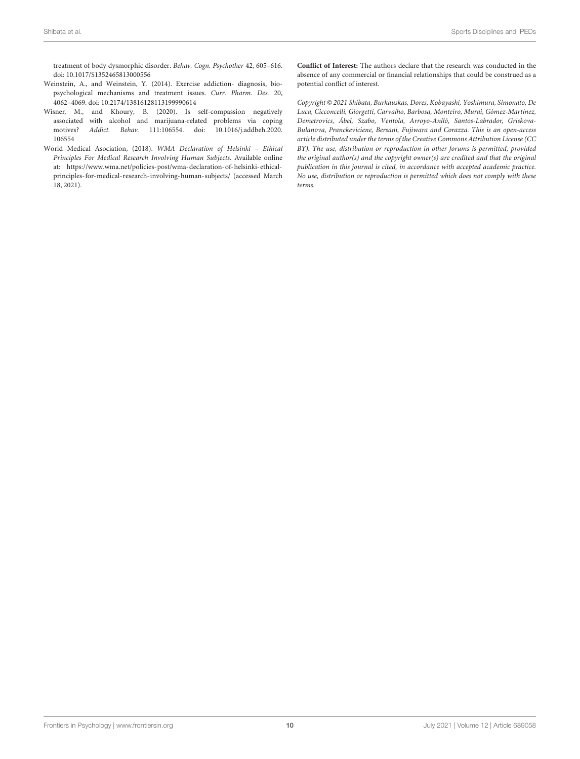treatment of body dysmorphic disorder. *Behav. Cogn. Psychother* 42, 605–616. doi: 10.1017/S1352465813000556

Weinstein, A., and Weinstein, Y. (2014). Exercise addiction- diagnosis, bio-psychological mechanisms and treatment issues. *Curr. Pharm. Des.* 20, 4062–4069. doi: 10.2174/13816128113199990614

Wisner, M., and Khoury, B. (2020). Is self-compassion negatively associated with alcohol and marijuana-related problems via coping motives? *Addict. Behav.* 111:106554. doi: 10.1016/j.addbeh.2020.106554

World Medical Asociation, (2018). *WMA Declaration of Helsinki – Ethical Principles For Medical Research Involving Human Subjects*. Available online at: https://www.wma.net/policies-post/wma-declaration-of-helsinki-ethical-principles-for-medical-research-involving-human-subjects/ (accessed March 18, 2021).

**Conflict of Interest:** The authors declare that the research was conducted in the absence of any commercial or financial relationships that could be construed as a potential conflict of interest.

*Copyright © 2021 Shibata, Burkauskas, Dores, Kobayashi, Yoshimura, Simonato, De Luca, Cicconcelli, Giorgetti, Carvalho, Barbosa, Monteiro, Murai, Gómez-Martínez, Demetrovics, Ábel, Szabo, Ventola, Arroyo-Anlló, Santos-Labrador, Griskova-Bulanova, Pranckeviciene, Bersani, Fujiwara and Corazza. This is an open-access article distributed under the terms of the Creative Commons Attribution License (CC BY). The use, distribution or reproduction in other forums is permitted, provided the original author(s) and the copyright owner(s) are credited and that the original publication in this journal is cited, in accordance with accepted academic practice. No use, distribution or reproduction is permitted which does not comply with these terms.*